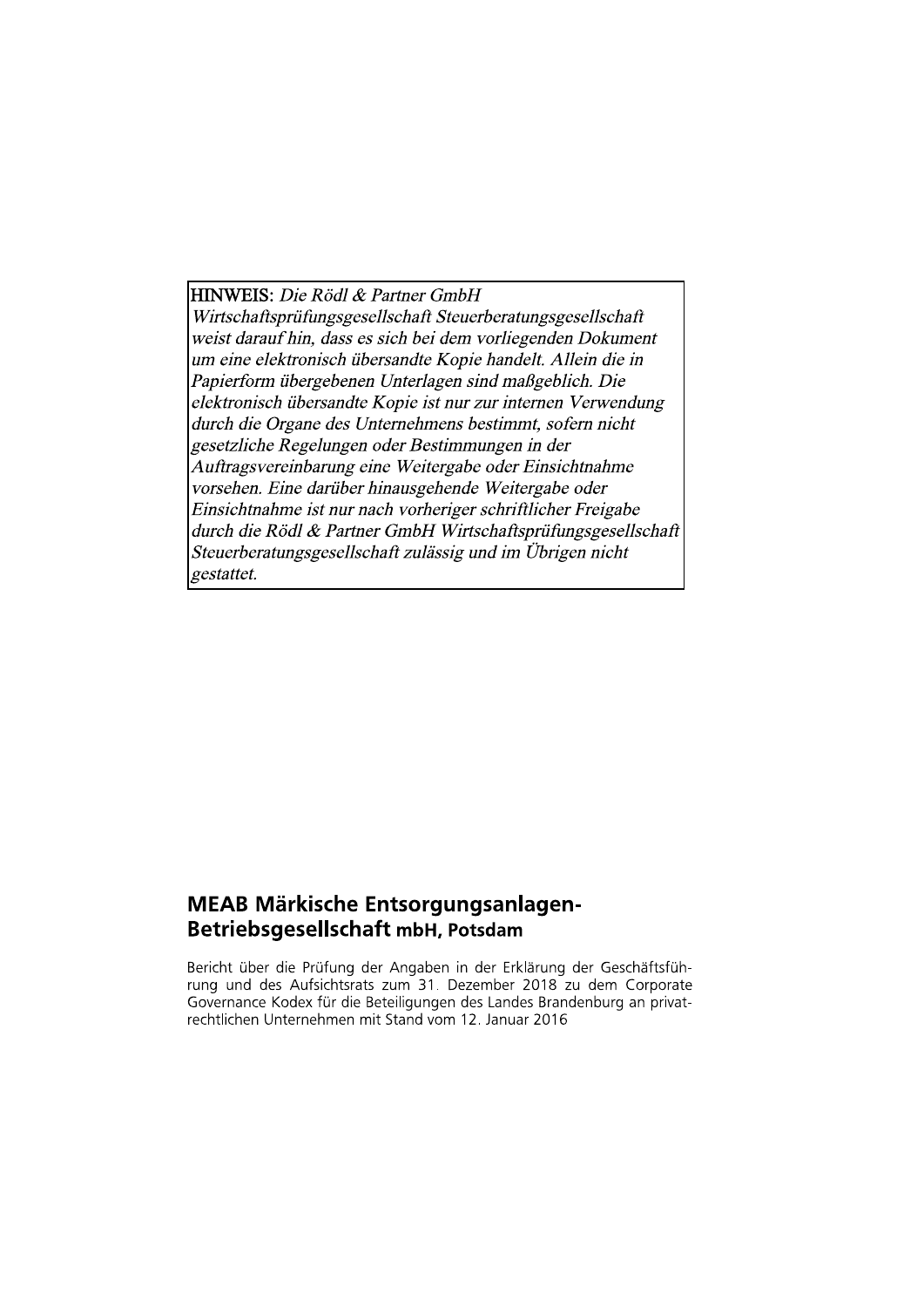**HINWEIS:** *Die Rödl & Partner GmbH Wirtschaftsprüfungsgesellschaft Steuerberatungsgesellschaft weist darauf hin, dass es sich bei dem vorliegenden Dokument um eine elektronisch übersandte Kopie handelt. Allein die in Papierform übergebenen Unterlagen sind maßgeblich. Die elektronisch übersandte Kopie ist nur zur internen Verwendung durch die Organe des Unternehmens bestimmt, sofern nicht gesetzliche Regelungen oder Bestimmungen in der Auftragsvereinbarung eine Weitergabe oder Einsichtnahme vorsehen. Eine darüber hinausgehende Weitergabe oder Einsichtnahme ist nur nach vorheriger schriftlicher Freigabe durch die Rödl & Partner GmbH Wirtschaftsprüfungsgesellschaft Steuerberatungsgesellschaft zulässig und im Übrigen nicht gestattet.*

# MEAB Märkische Entsorgungsanlagen-Betriebsgesellschaft mbH, Potsdam

Bericht über die Prüfung der Angaben in der Erklärung der Geschäftsführung und des Aufsichtsrats zum 31. Dezember 2018 zu dem Corporate Governance Kodex für die Beteiligungen des Landes Brandenburg an privatrechtlichen Unternehmen mit Stand vom 12. Januar 2016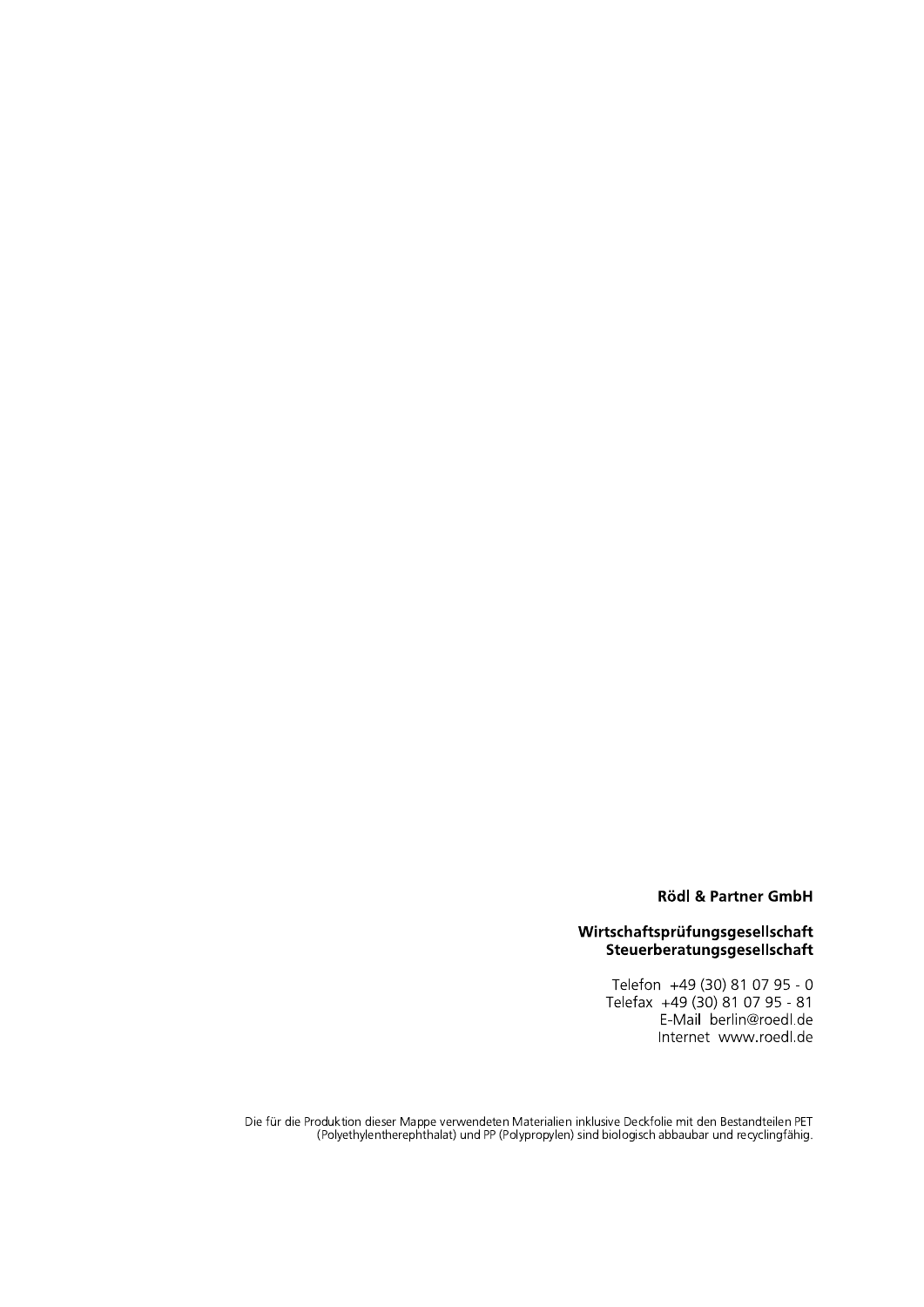**Rödl & Partner GmbH**

**Wirtschaftsprüfungsgesellschaft**
**Steuerberatungsgesellschaft**

Telefon +49 (30) 81 07 95 - 0
Telefax +49 (30) 81 07 95 - 81
E-Mail berlin@roedl.de
Internet www.roedl.de

Die für die Produktion dieser Mappe verwendeten Materialien inklusive Deckfolie mit den Bestandteilen PET (Polyethylentherephthalat) und PP (Polypropylen) sind biologisch abbaubar und recyclingfähig.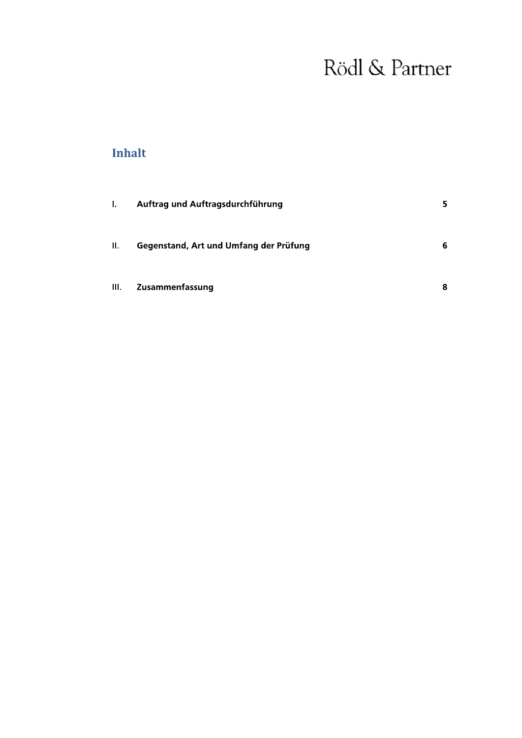# Inhalt

| | | |
|---|---|---|
| I. | **Auftrag und Auftragsdurchführung** | **5** |
| II. | **Gegenstand, Art und Umfang der Prüfung** | **6** |
| III. | **Zusammenfassung** | **8** |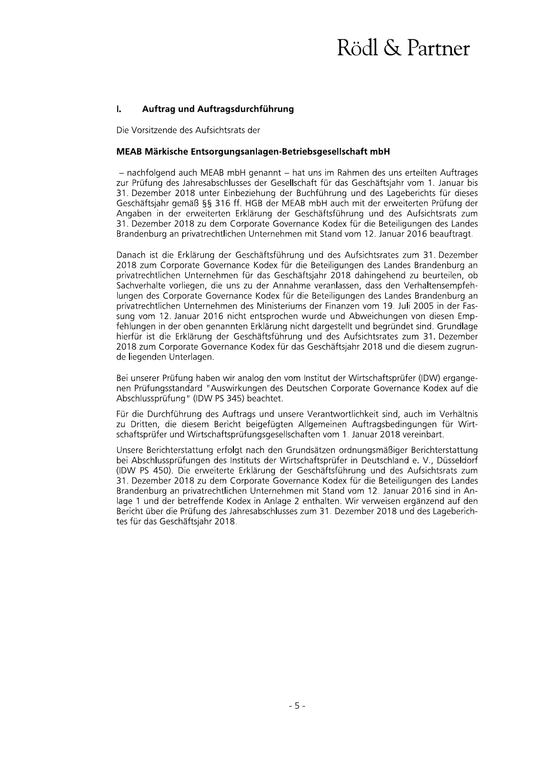## I. Auftrag und Auftragsdurchführung

Die Vorsitzende des Aufsichtsrats der

**MEAB Märkische Entsorgungsanlagen-Betriebsgesellschaft mbH**

– nachfolgend auch MEAB mbH genannt – hat uns im Rahmen des uns erteilten Auftrages zur Prüfung des Jahresabschlusses der Gesellschaft für das Geschäftsjahr vom 1. Januar bis 31. Dezember 2018 unter Einbeziehung der Buchführung und des Lageberichts für dieses Geschäftsjahr gemäß §§ 316 ff. HGB der MEAB mbH auch mit der erweiterten Prüfung der Angaben in der erweiterten Erklärung der Geschäftsführung und des Aufsichtsrats zum 31. Dezember 2018 zu dem Corporate Governance Kodex für die Beteiligungen des Landes Brandenburg an privatrechtlichen Unternehmen mit Stand vom 12. Januar 2016 beauftragt.

Danach ist die Erklärung der Geschäftsführung und des Aufsichtsrates zum 31. Dezember 2018 zum Corporate Governance Kodex für die Beteiligungen des Landes Brandenburg an privatrechtlichen Unternehmen für das Geschäftsjahr 2018 dahingehend zu beurteilen, ob Sachverhalte vorliegen, die uns zu der Annahme veranlassen, dass den Verhaltensempfehlungen des Corporate Governance Kodex für die Beteiligungen des Landes Brandenburg an privatrechtlichen Unternehmen des Ministeriums der Finanzen vom 19. Juli 2005 in der Fassung vom 12. Januar 2016 nicht entsprochen wurde und Abweichungen von diesen Empfehlungen in der oben genannten Erklärung nicht dargestellt und begründet sind. Grundlage hierfür ist die Erklärung der Geschäftsführung und des Aufsichtsrates zum 31. Dezember 2018 zum Corporate Governance Kodex für das Geschäftsjahr 2018 und die diesem zugrunde liegenden Unterlagen.

Bei unserer Prüfung haben wir analog den vom Institut der Wirtschaftsprüfer (IDW) ergangenen Prüfungsstandard "Auswirkungen des Deutschen Corporate Governance Kodex auf die Abschlussprüfung" (IDW PS 345) beachtet.

Für die Durchführung des Auftrags und unsere Verantwortlichkeit sind, auch im Verhältnis zu Dritten, die diesem Bericht beigefügten Allgemeinen Auftragsbedingungen für Wirtschaftsprüfer und Wirtschaftsprüfungsgesellschaften vom 1. Januar 2018 vereinbart.

Unsere Berichterstattung erfolgt nach den Grundsätzen ordnungsmäßiger Berichterstattung bei Abschlussprüfungen des Instituts der Wirtschaftsprüfer in Deutschland e. V., Düsseldorf (IDW PS 450). Die erweiterte Erklärung der Geschäftsführung und des Aufsichtsrats zum 31. Dezember 2018 zu dem Corporate Governance Kodex für die Beteiligungen des Landes Brandenburg an privatrechtlichen Unternehmen mit Stand vom 12. Januar 2016 sind in Anlage 1 und der betreffende Kodex in Anlage 2 enthalten. Wir verweisen ergänzend auf den Bericht über die Prüfung des Jahresabschlusses zum 31. Dezember 2018 und des Lageberichtes für das Geschäftsjahr 2018.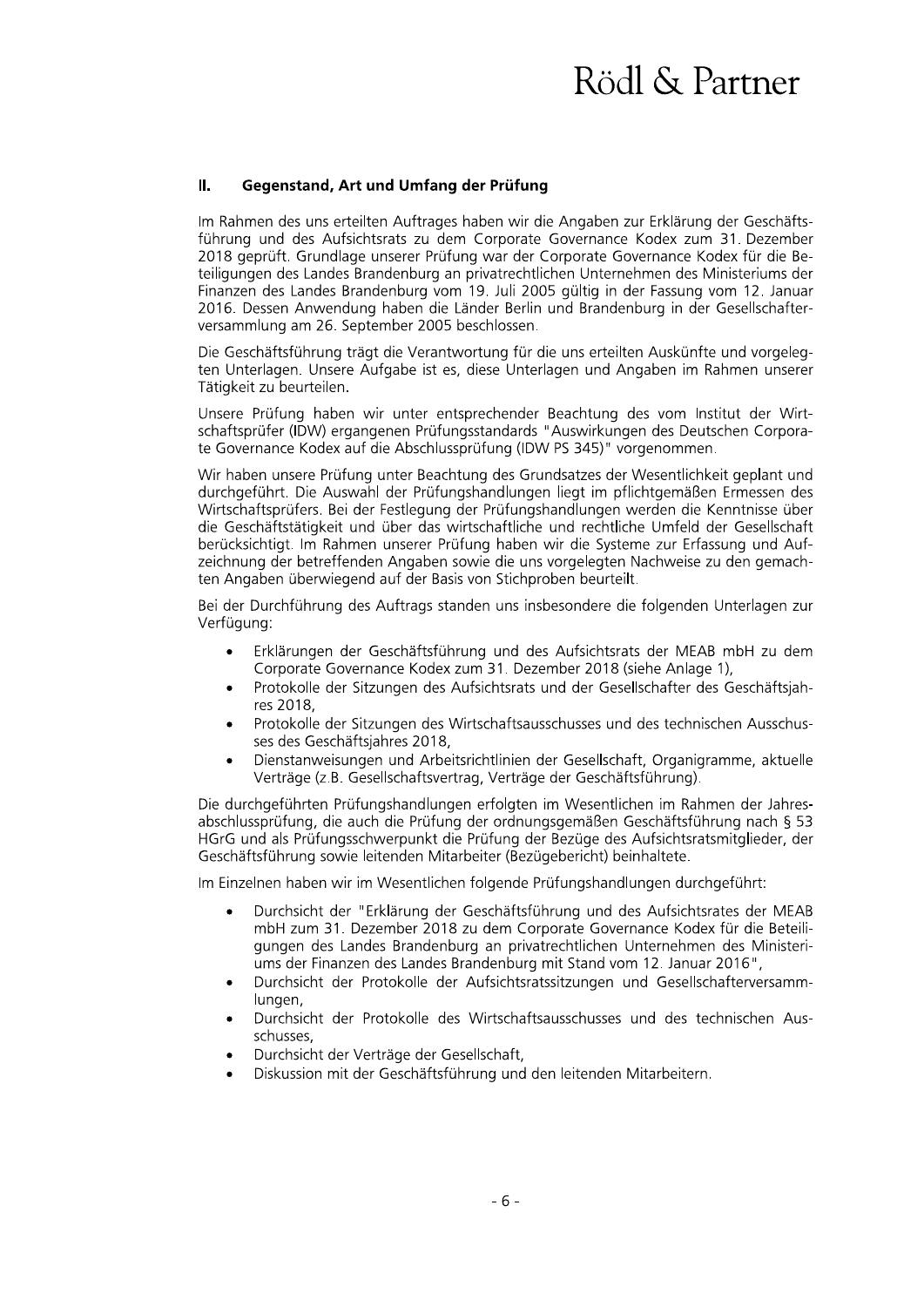## II. Gegenstand, Art und Umfang der Prüfung

Im Rahmen des uns erteilten Auftrages haben wir die Angaben zur Erklärung der Geschäftsführung und des Aufsichtsrats zu dem Corporate Governance Kodex zum 31. Dezember 2018 geprüft. Grundlage unserer Prüfung war der Corporate Governance Kodex für die Beteiligungen des Landes Brandenburg an privatrechtlichen Unternehmen des Ministeriums der Finanzen des Landes Brandenburg vom 19. Juli 2005 gültig in der Fassung vom 12. Januar 2016. Dessen Anwendung haben die Länder Berlin und Brandenburg in der Gesellschafterversammlung am 26. September 2005 beschlossen.

Die Geschäftsführung trägt die Verantwortung für die uns erteilten Auskünfte und vorgelegten Unterlagen. Unsere Aufgabe ist es, diese Unterlagen und Angaben im Rahmen unserer Tätigkeit zu beurteilen.

Unsere Prüfung haben wir unter entsprechender Beachtung des vom Institut der Wirtschaftsprüfer (IDW) ergangenen Prüfungsstandards "Auswirkungen des Deutschen Corporate Governance Kodex auf die Abschlussprüfung (IDW PS 345)" vorgenommen.

Wir haben unsere Prüfung unter Beachtung des Grundsatzes der Wesentlichkeit geplant und durchgeführt. Die Auswahl der Prüfungshandlungen liegt im pflichtgemäßen Ermessen des Wirtschaftsprüfers. Bei der Festlegung der Prüfungshandlungen werden die Kenntnisse über die Geschäftstätigkeit und über das wirtschaftliche und rechtliche Umfeld der Gesellschaft berücksichtigt. Im Rahmen unserer Prüfung haben wir die Systeme zur Erfassung und Aufzeichnung der betreffenden Angaben sowie die uns vorgelegten Nachweise zu den gemachten Angaben überwiegend auf der Basis von Stichproben beurteilt.

Bei der Durchführung des Auftrags standen uns insbesondere die folgenden Unterlagen zur Verfügung:

- Erklärungen der Geschäftsführung und des Aufsichtsrats der MEAB mbH zu dem Corporate Governance Kodex zum 31. Dezember 2018 (siehe Anlage 1),
- Protokolle der Sitzungen des Aufsichtsrats und der Gesellschafter des Geschäftsjahres 2018,
- Protokolle der Sitzungen des Wirtschaftsausschusses und des technischen Ausschusses des Geschäftsjahres 2018,
- Dienstanweisungen und Arbeitsrichtlinien der Gesellschaft, Organigramme, aktuelle Verträge (z.B. Gesellschaftsvertrag, Verträge der Geschäftsführung).

Die durchgeführten Prüfungshandlungen erfolgten im Wesentlichen im Rahmen der Jahresabschlussprüfung, die auch die Prüfung der ordnungsgemäßen Geschäftsführung nach § 53 HGrG und als Prüfungsschwerpunkt die Prüfung der Bezüge des Aufsichtsratsmitglieder, der Geschäftsführung sowie leitenden Mitarbeiter (Bezügebericht) beinhaltete.

Im Einzelnen haben wir im Wesentlichen folgende Prüfungshandlungen durchgeführt:

- Durchsicht der "Erklärung der Geschäftsführung und des Aufsichtsrates der MEAB mbH zum 31. Dezember 2018 zu dem Corporate Governance Kodex für die Beteiligungen des Landes Brandenburg an privatrechtlichen Unternehmen des Ministeriums der Finanzen des Landes Brandenburg mit Stand vom 12. Januar 2016",
- Durchsicht der Protokolle der Aufsichtsratssitzungen und Gesellschafterversammlungen,
- Durchsicht der Protokolle des Wirtschaftsausschusses und des technischen Ausschusses,
- Durchsicht der Verträge der Gesellschaft,
- Diskussion mit der Geschäftsführung und den leitenden Mitarbeitern.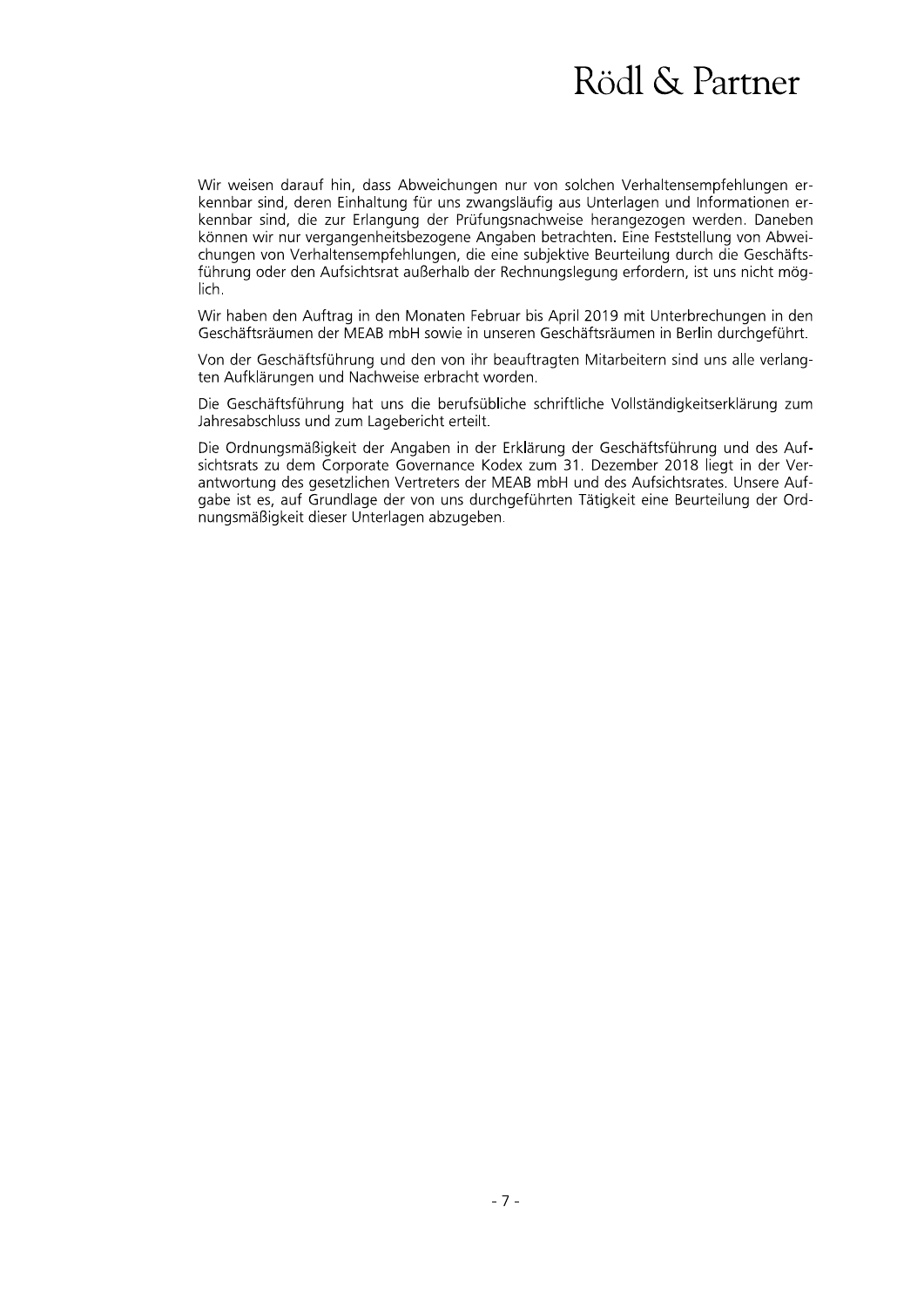Wir weisen darauf hin, dass Abweichungen nur von solchen Verhaltensempfehlungen erkennbar sind, deren Einhaltung für uns zwangsläufig aus Unterlagen und Informationen erkennbar sind, die zur Erlangung der Prüfungsnachweise herangezogen werden. Daneben können wir nur vergangenheitsbezogene Angaben betrachten. Eine Feststellung von Abweichungen von Verhaltensempfehlungen, die eine subjektive Beurteilung durch die Geschäftsführung oder den Aufsichtsrat außerhalb der Rechnungslegung erfordern, ist uns nicht möglich.

Wir haben den Auftrag in den Monaten Februar bis April 2019 mit Unterbrechungen in den Geschäftsräumen der MEAB mbH sowie in unseren Geschäftsräumen in Berlin durchgeführt.

Von der Geschäftsführung und den von ihr beauftragten Mitarbeitern sind uns alle verlangten Aufklärungen und Nachweise erbracht worden.

Die Geschäftsführung hat uns die berufsübliche schriftliche Vollständigkeitserklärung zum Jahresabschluss und zum Lagebericht erteilt.

Die Ordnungsmäßigkeit der Angaben in der Erklärung der Geschäftsführung und des Aufsichtsrats zu dem Corporate Governance Kodex zum 31. Dezember 2018 liegt in der Verantwortung des gesetzlichen Vertreters der MEAB mbH und des Aufsichtsrates. Unsere Aufgabe ist es, auf Grundlage der von uns durchgeführten Tätigkeit eine Beurteilung der Ordnungsmäßigkeit dieser Unterlagen abzugeben.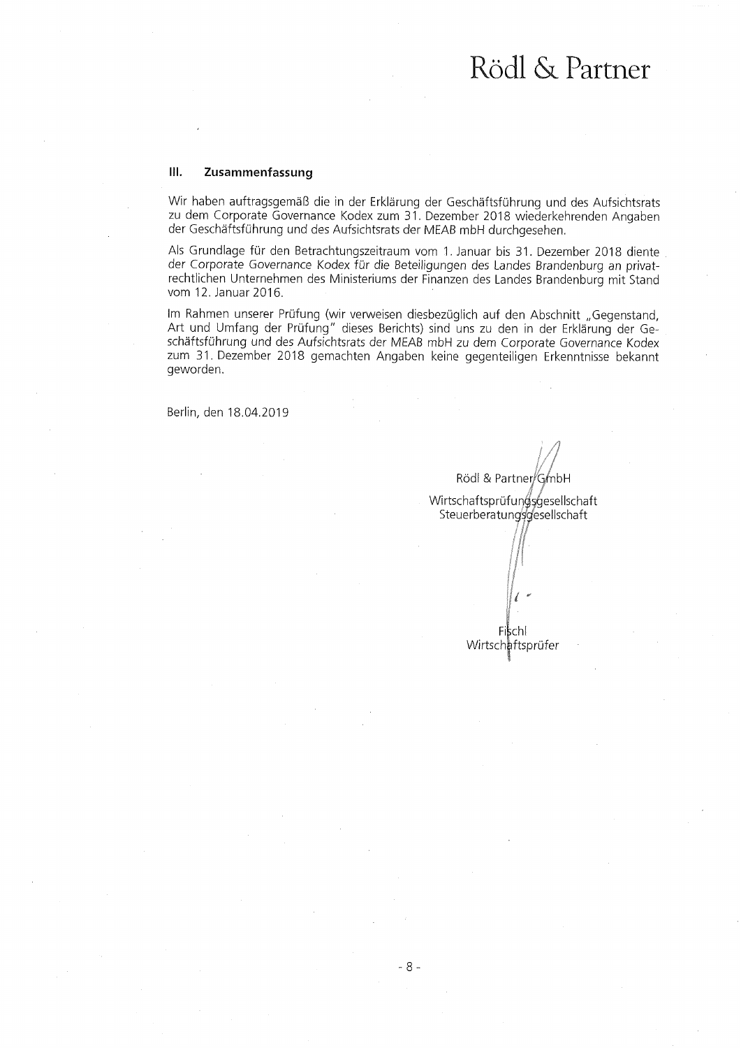### III. Zusammenfassung

Wir haben auftragsgemäß die in der Erklärung der Geschäftsführung und des Aufsichtsrats zu dem Corporate Governance Kodex zum 31. Dezember 2018 wiederkehrenden Angaben der Geschäftsführung und des Aufsichtsrats der MEAB mbH durchgesehen.

Als Grundlage für den Betrachtungszeitraum vom 1. Januar bis 31. Dezember 2018 diente der Corporate Governance Kodex für die Beteiligungen des Landes Brandenburg an privatrechtlichen Unternehmen des Ministeriums der Finanzen des Landes Brandenburg mit Stand vom 12. Januar 2016.

Im Rahmen unserer Prüfung (wir verweisen diesbezüglich auf den Abschnitt „Gegenstand, Art und Umfang der Prüfung" dieses Berichts) sind uns zu den in der Erklärung der Geschäftsführung und des Aufsichtsrats der MEAB mbH zu dem Corporate Governance Kodex zum 31. Dezember 2018 gemachten Angaben keine gegenteiligen Erkenntnisse bekannt geworden.

Berlin, den 18.04.2019

Rödl & Partner GmbH
Wirtschaftsprüfungsgesellschaft
Steuerberatungsgesellschaft

Fischl
Wirtschaftsprüfer